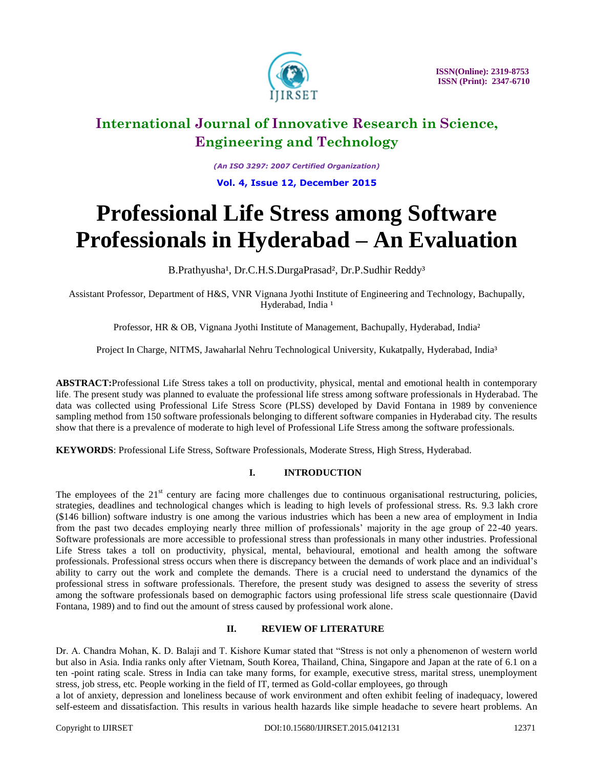# Professional Life Stress among Software Professionals in Hyderabad – An Evaluation

B.Prathyusha[1], Dr.C.H.S.DurgaPrasad[2], Dr.P.Sudhir Reddy[3]

Assistant Professor, Department of H&S, VNR Vignana Jyothi Institute of Engineering and Technology, Bachupally, Hyderabad, India [1]

Professor, HR & OB, Vignana Jyothi Institute of Management, Bachupally, Hyderabad, India[2]

Project In Charge, NITMS, Jawaharlal Nehru Technological University, Kukatpally, Hyderabad, India[3]

**ABSTRACT:**Professional Life Stress takes a toll on productivity, physical, mental and emotional health in contemporary life. The present study was planned to evaluate the professional life stress among software professionals in Hyderabad. The data was collected using Professional Life Stress Score (PLSS) developed by David Fontana in 1989 by convenience sampling method from 150 software professionals belonging to different software companies in Hyderabad city. The results show that there is a prevalence of moderate to high level of Professional Life Stress among the software professionals.

**KEYWORDS**: Professional Life Stress, Software Professionals, Moderate Stress, High Stress, Hyderabad.

## I. INTRODUCTION

The employees of the 21st century are facing more challenges due to continuous organisational restructuring, policies, strategies, deadlines and technological changes which is leading to high levels of professional stress. Rs. 9.3 lakh crore ($146 billion) software industry is one among the various industries which has been a new area of employment in India from the past two decades employing nearly three million of professionals' majority in the age group of 22-40 years. Software professionals are more accessible to professional stress than professionals in many other industries. Professional Life Stress takes a toll on productivity, physical, mental, behavioural, emotional and health among the software professionals. Professional stress occurs when there is discrepancy between the demands of work place and an individual's ability to carry out the work and complete the demands. There is a crucial need to understand the dynamics of the professional stress in software professionals. Therefore, the present study was designed to assess the severity of stress among the software professionals based on demographic factors using professional life stress scale questionnaire (David Fontana, 1989) and to find out the amount of stress caused by professional work alone.

## II. REVIEW OF LITERATURE

Dr. A. Chandra Mohan, K. D. Balaji and T. Kishore Kumar stated that "Stress is not only a phenomenon of western world but also in Asia. India ranks only after Vietnam, South Korea, Thailand, China, Singapore and Japan at the rate of 6.1 on a ten -point rating scale. Stress in India can take many forms, for example, executive stress, marital stress, unemployment stress, job stress, etc. People working in the field of IT, termed as Gold-collar employees, go through a lot of anxiety, depression and loneliness because of work environment and often exhibit feeling of inadequacy, lowered self-esteem and dissatisfaction. This results in various health hazards like simple headache to severe heart problems. An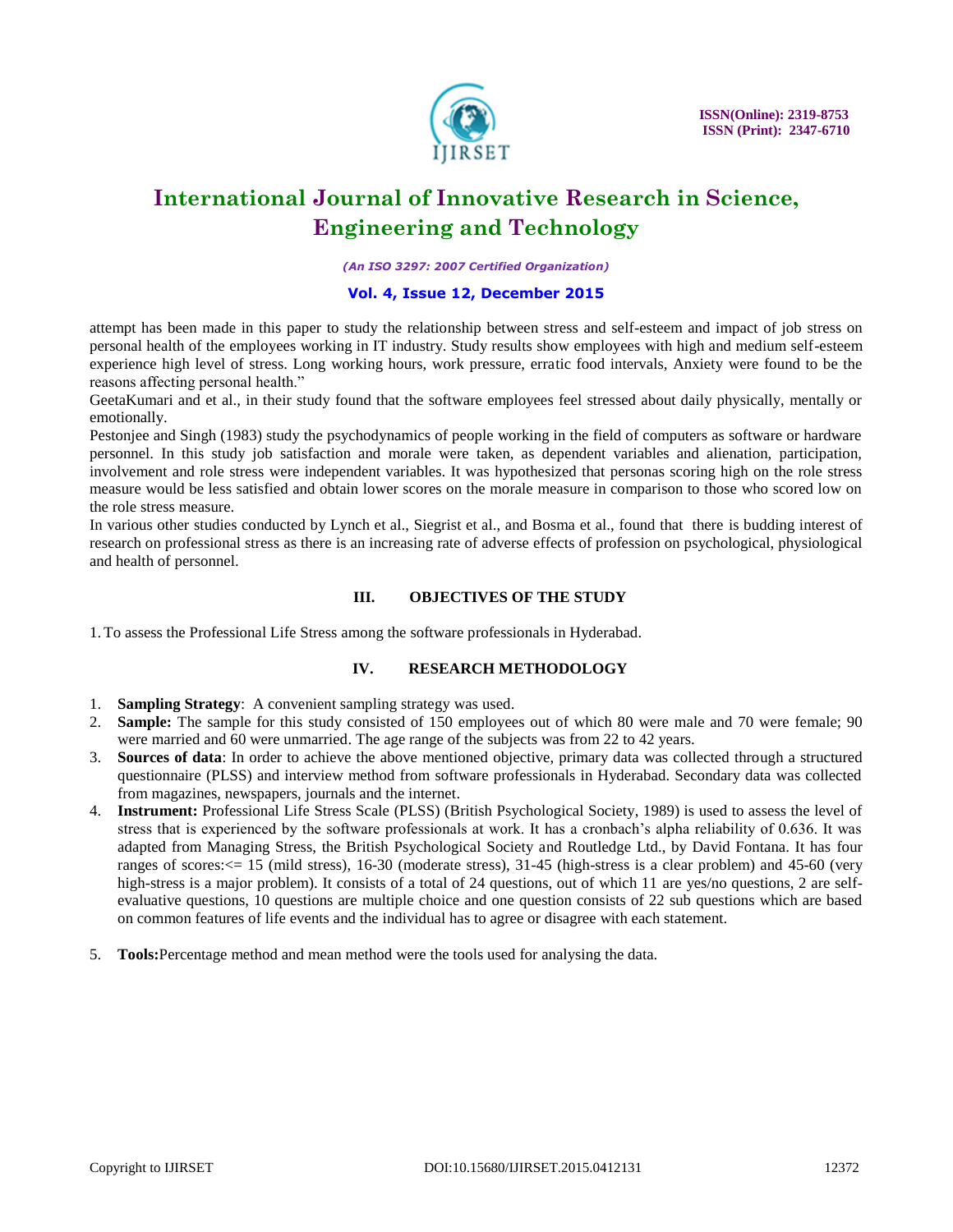attempt has been made in this paper to study the relationship between stress and self-esteem and impact of job stress on personal health of the employees working in IT industry. Study results show employees with high and medium self-esteem experience high level of stress. Long working hours, work pressure, erratic food intervals, Anxiety were found to be the reasons affecting personal health."

GeetaKumari and et al., in their study found that the software employees feel stressed about daily physically, mentally or emotionally.

Pestonjee and Singh (1983) study the psychodynamics of people working in the field of computers as software or hardware personnel. In this study job satisfaction and morale were taken, as dependent variables and alienation, participation, involvement and role stress were independent variables. It was hypothesized that personas scoring high on the role stress measure would be less satisfied and obtain lower scores on the morale measure in comparison to those who scored low on the role stress measure.

In various other studies conducted by Lynch et al., Siegrist et al., and Bosma et al., found that there is budding interest of research on professional stress as there is an increasing rate of adverse effects of profession on psychological, physiological and health of personnel.

## III. OBJECTIVES OF THE STUDY

1. To assess the Professional Life Stress among the software professionals in Hyderabad.

## IV. RESEARCH METHODOLOGY

1. **Sampling Strategy**: A convenient sampling strategy was used.
2. **Sample:** The sample for this study consisted of 150 employees out of which 80 were male and 70 were female; 90 were married and 60 were unmarried. The age range of the subjects was from 22 to 42 years.
3. **Sources of data**: In order to achieve the above mentioned objective, primary data was collected through a structured questionnaire (PLSS) and interview method from software professionals in Hyderabad. Secondary data was collected from magazines, newspapers, journals and the internet.
4. **Instrument:** Professional Life Stress Scale (PLSS) (British Psychological Society, 1989) is used to assess the level of stress that is experienced by the software professionals at work. It has a cronbach's alpha reliability of 0.636. It was adapted from Managing Stress, the British Psychological Society and Routledge Ltd., by David Fontana. It has four ranges of scores:<= 15 (mild stress), 16-30 (moderate stress), 31-45 (high-stress is a clear problem) and 45-60 (very high-stress is a major problem). It consists of a total of 24 questions, out of which 11 are yes/no questions, 2 are self-evaluative questions, 10 questions are multiple choice and one question consists of 22 sub questions which are based on common features of life events and the individual has to agree or disagree with each statement.
5. **Tools:** Percentage method and mean method were the tools used for analysing the data.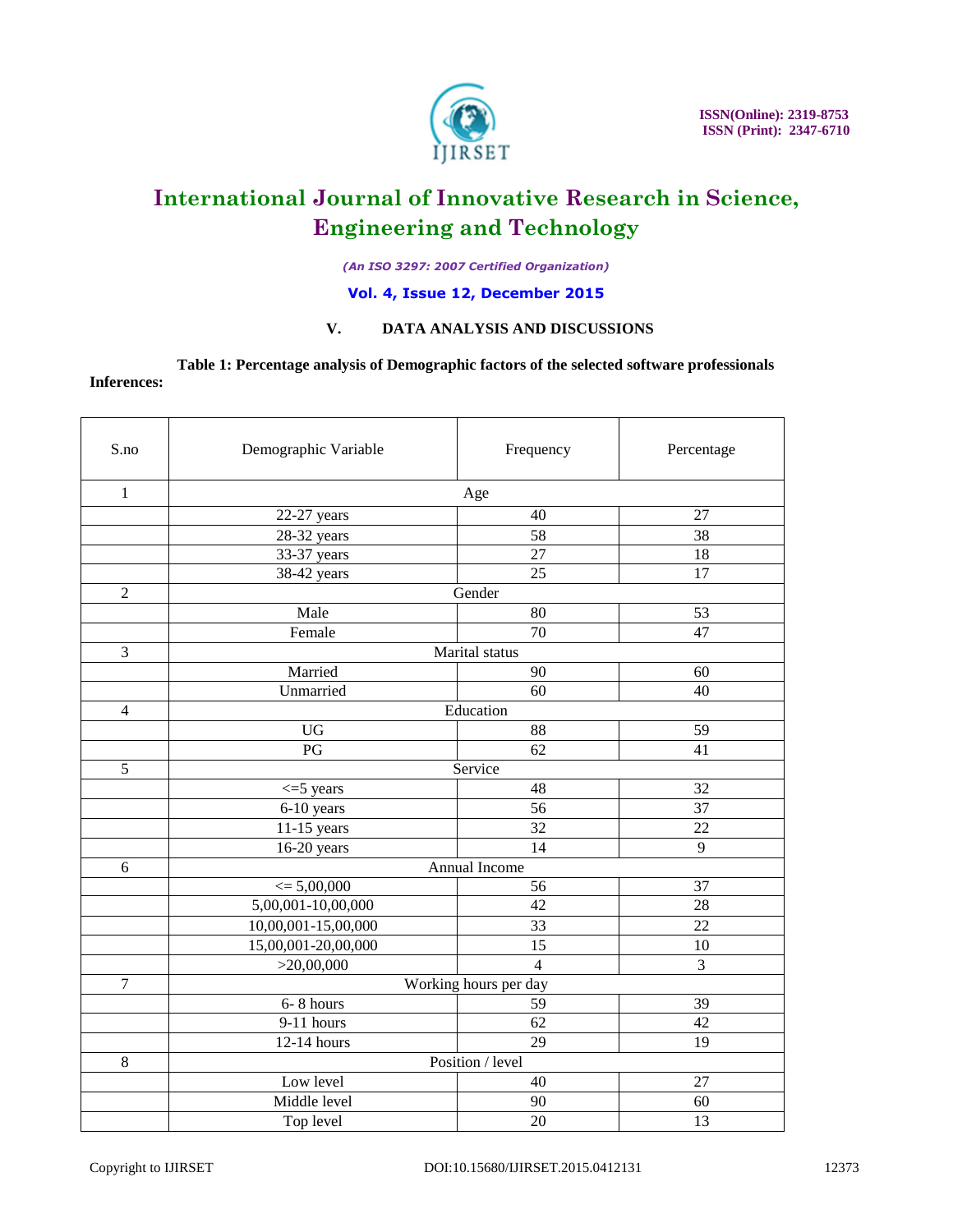## V. DATA ANALYSIS AND DISCUSSIONS

**Table 1: Percentage analysis of Demographic factors of the selected software professionals**

**Inferences:**

| S.no | Demographic Variable | Frequency | Percentage |
|---|---|---|---|
| 1 | Age | | |
| | 22-27 years | 40 | 27 |
| | 28-32 years | 58 | 38 |
| | 33-37 years | 27 | 18 |
| | 38-42 years | 25 | 17 |
| 2 | Gender | | |
| | Male | 80 | 53 |
| | Female | 70 | 47 |
| 3 | Marital status | | |
| | Married | 90 | 60 |
| | Unmarried | 60 | 40 |
| 4 | Education | | |
| | UG | 88 | 59 |
| | PG | 62 | 41 |
| 5 | Service | | |
| | <=5 years | 48 | 32 |
| | 6-10 years | 56 | 37 |
| | 11-15 years | 32 | 22 |
| | 16-20 years | 14 | 9 |
| 6 | Annual Income | | |
| | <= 5,00,000 | 56 | 37 |
| | 5,00,001-10,00,000 | 42 | 28 |
| | 10,00,001-15,00,000 | 33 | 22 |
| | 15,00,001-20,00,000 | 15 | 10 |
| | >20,00,000 | 4 | 3 |
| 7 | Working hours per day | | |
| | 6- 8 hours | 59 | 39 |
| | 9-11 hours | 62 | 42 |
| | 12-14 hours | 29 | 19 |
| 8 | Position / level | | |
| | Low level | 40 | 27 |
| | Middle level | 90 | 60 |
| | Top level | 20 | 13 |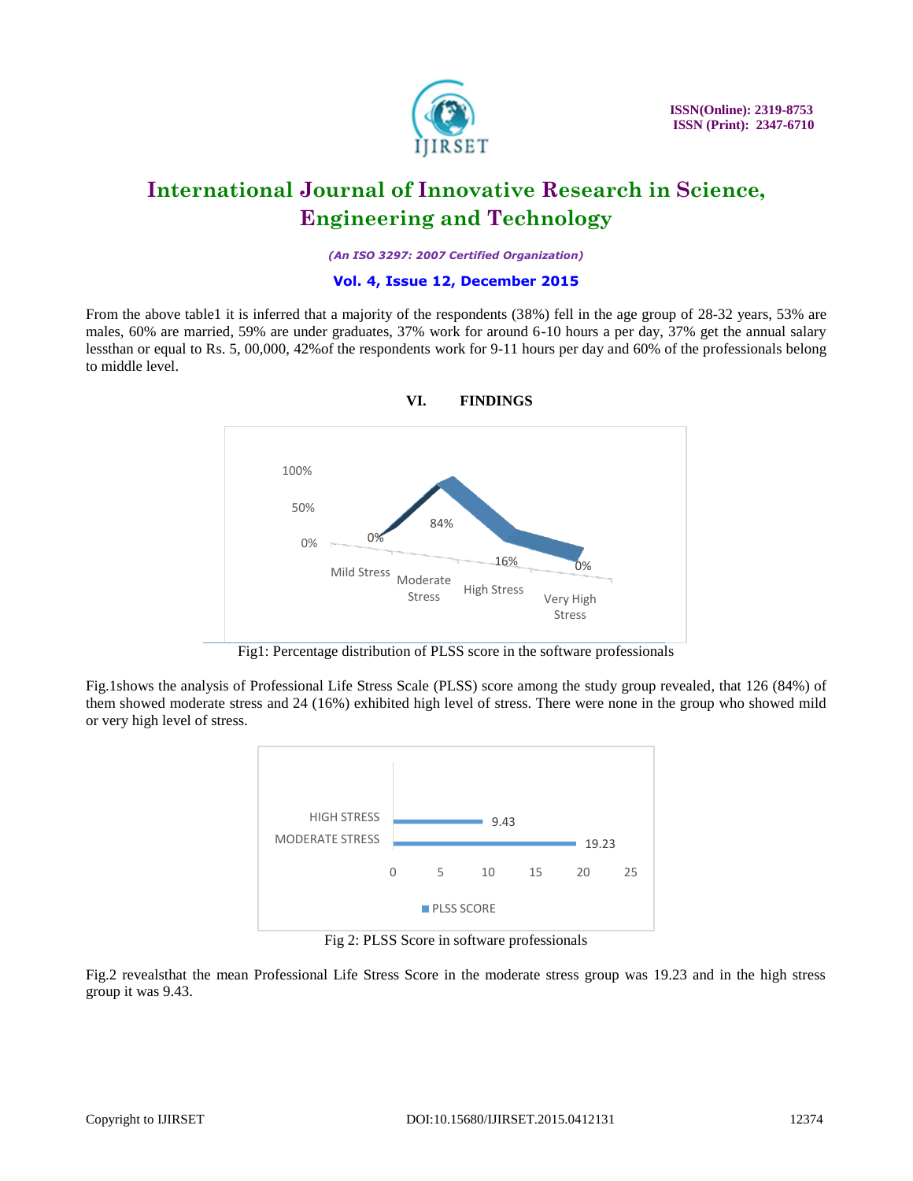From the above table1 it is inferred that a majority of the respondents (38%) fell in the age group of 28-32 years, 53% are males, 60% are married, 59% are under graduates, 37% work for around 6-10 hours a per day, 37% get the annual salary lessthan or equal to Rs. 5, 00,000, 42%of the respondents work for 9-11 hours per day and 60% of the professionals belong to middle level.

## VI. FINDINGS

Fig1: Percentage distribution of PLSS score in the software professionals

Fig.1shows the analysis of Professional Life Stress Scale (PLSS) score among the study group revealed, that 126 (84%) of them showed moderate stress and 24 (16%) exhibited high level of stress. There were none in the group who showed mild or very high level of stress.

Fig 2: PLSS Score in software professionals

Fig.2 revealsthat the mean Professional Life Stress Score in the moderate stress group was 19.23 and in the high stress group it was 9.43.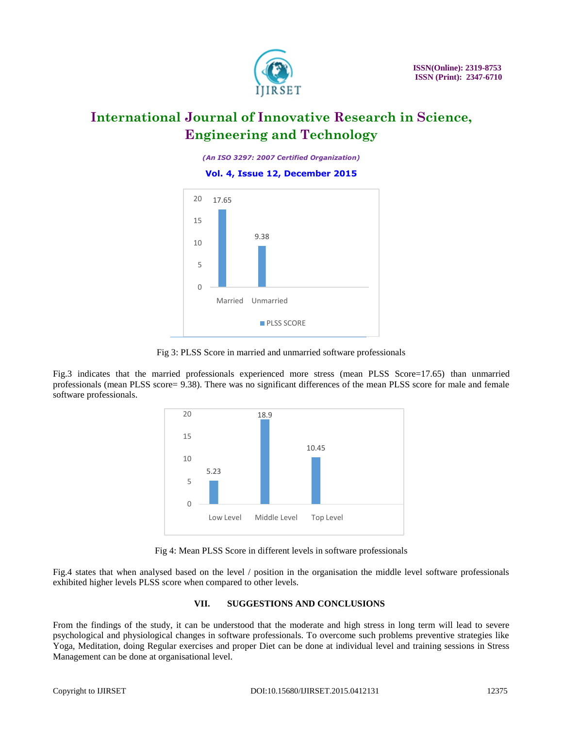Fig 3: PLSS Score in married and unmarried software professionals

Fig.3 indicates that the married professionals experienced more stress (mean PLSS Score=17.65) than unmarried professionals (mean PLSS score= 9.38). There was no significant differences of the mean PLSS score for male and female software professionals.

Fig 4: Mean PLSS Score in different levels in software professionals

Fig.4 states that when analysed based on the level / position in the organisation the middle level software professionals exhibited higher levels PLSS score when compared to other levels.

## VII. SUGGESTIONS AND CONCLUSIONS

From the findings of the study, it can be understood that the moderate and high stress in long term will lead to severe psychological and physiological changes in software professionals. To overcome such problems preventive strategies like Yoga, Meditation, doing Regular exercises and proper Diet can be done at individual level and training sessions in Stress Management can be done at organisational level.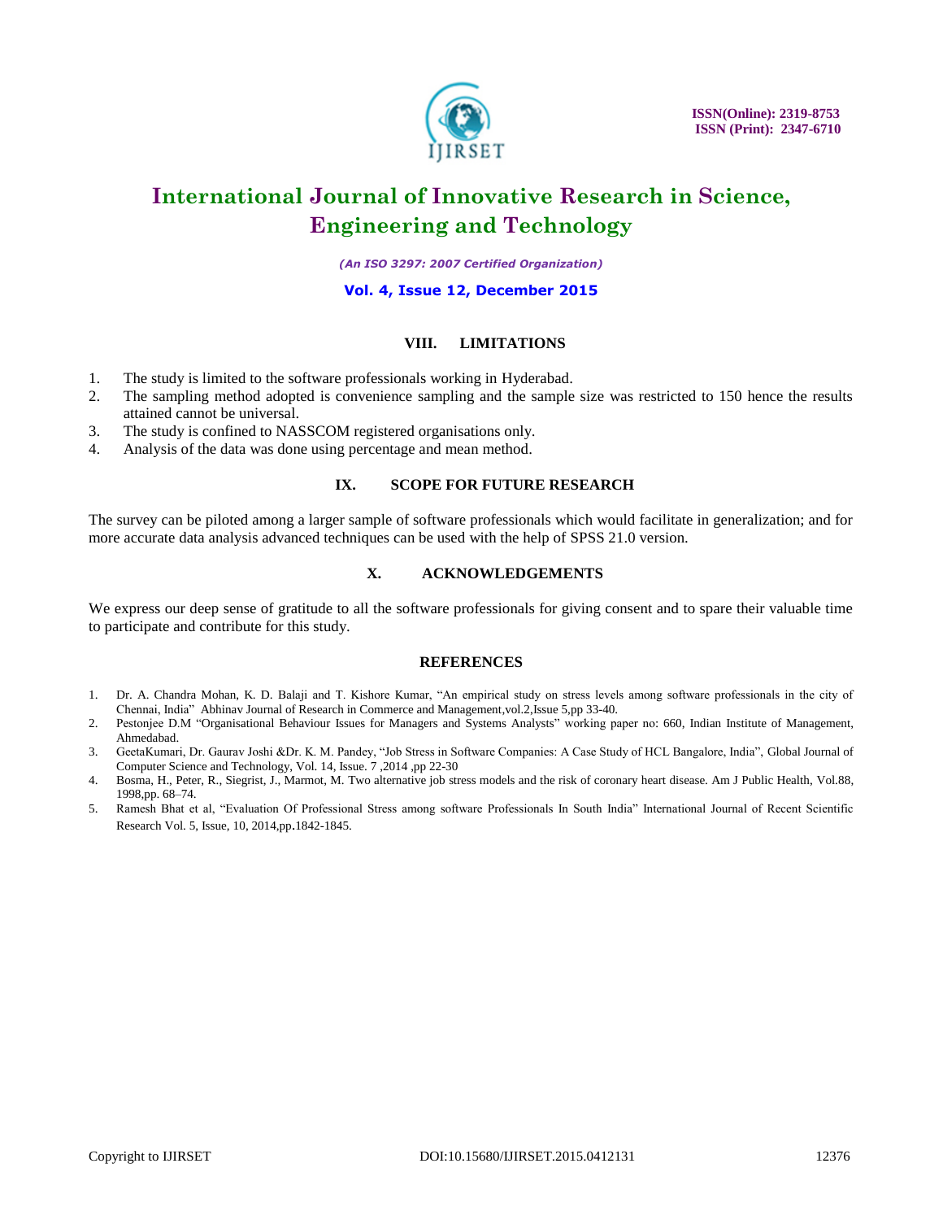## VIII. LIMITATIONS

1. The study is limited to the software professionals working in Hyderabad.
2. The sampling method adopted is convenience sampling and the sample size was restricted to 150 hence the results attained cannot be universal.
3. The study is confined to NASSCOM registered organisations only.
4. Analysis of the data was done using percentage and mean method.

## IX. SCOPE FOR FUTURE RESEARCH

The survey can be piloted among a larger sample of software professionals which would facilitate in generalization; and for more accurate data analysis advanced techniques can be used with the help of SPSS 21.0 version.

## X. ACKNOWLEDGEMENTS

We express our deep sense of gratitude to all the software professionals for giving consent and to spare their valuable time to participate and contribute for this study.

## REFERENCES

1. Dr. A. Chandra Mohan, K. D. Balaji and T. Kishore Kumar, "An empirical study on stress levels among software professionals in the city of Chennai, India" Abhinav Journal of Research in Commerce and Management,vol.2,Issue 5,pp 33-40.
2. Pestonjee D.M "Organisational Behaviour Issues for Managers and Systems Analysts" working paper no: 660, Indian Institute of Management, Ahmedabad.
3. GeetaKumari, Dr. Gaurav Joshi &Dr. K. M. Pandey, "Job Stress in Software Companies: A Case Study of HCL Bangalore, India", Global Journal of Computer Science and Technology, Vol. 14, Issue. 7 ,2014 ,pp 22-30
4. Bosma, H., Peter, R., Siegrist, J., Marmot, M. Two alternative job stress models and the risk of coronary heart disease. Am J Public Health, Vol.88, 1998,pp. 68–74.
5. Ramesh Bhat et al, "Evaluation Of Professional Stress among software Professionals In South India" International Journal of Recent Scientific Research Vol. 5, Issue, 10, 2014,pp.1842-1845.